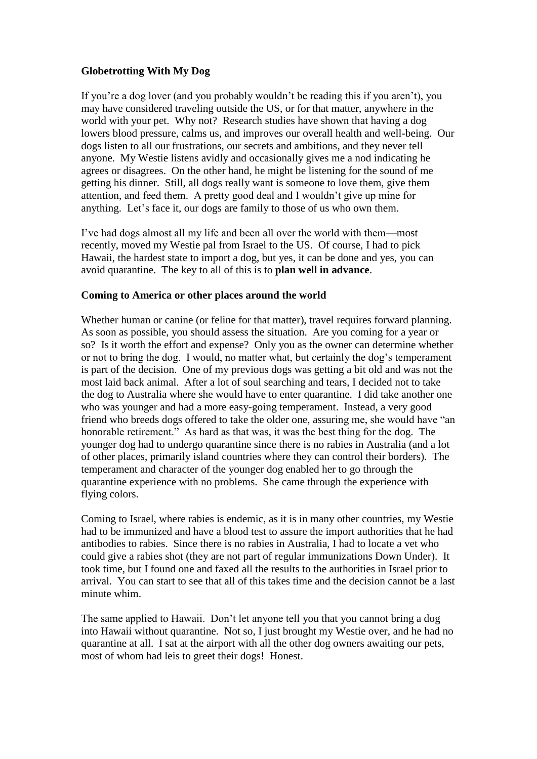**Globetrotting With My Dog**

If you're a dog lover (and you probably wouldn't be reading this if you aren't), you may have considered traveling outside the US, or for that matter, anywhere in the world with your pet. Why not? Research studies have shown that having a dog lowers blood pressure, calms us, and improves our overall health and well-being. Our dogs listen to all our frustrations, our secrets and ambitions, and they never tell anyone. My Westie listens avidly and occasionally gives me a nod indicating he agrees or disagrees. On the other hand, he might be listening for the sound of me getting his dinner. Still, all dogs really want is someone to love them, give them attention, and feed them. A pretty good deal and I wouldn't give up mine for anything. Let's face it, our dogs are family to those of us who own them.

I've had dogs almost all my life and been all over the world with them—most recently, moved my Westie pal from Israel to the US. Of course, I had to pick Hawaii, the hardest state to import a dog, but yes, it can be done and yes, you can avoid quarantine. The key to all of this is to **plan well in advance**.

**Coming to America or other places around the world**

Whether human or canine (or feline for that matter), travel requires forward planning. As soon as possible, you should assess the situation. Are you coming for a year or so? Is it worth the effort and expense? Only you as the owner can determine whether or not to bring the dog. I would, no matter what, but certainly the dog's temperament is part of the decision. One of my previous dogs was getting a bit old and was not the most laid back animal. After a lot of soul searching and tears, I decided not to take the dog to Australia where she would have to enter quarantine. I did take another one who was younger and had a more easy-going temperament. Instead, a very good friend who breeds dogs offered to take the older one, assuring me, she would have "an honorable retirement." As hard as that was, it was the best thing for the dog. The younger dog had to undergo quarantine since there is no rabies in Australia (and a lot of other places, primarily island countries where they can control their borders). The temperament and character of the younger dog enabled her to go through the quarantine experience with no problems. She came through the experience with flying colors.

Coming to Israel, where rabies is endemic, as it is in many other countries, my Westie had to be immunized and have a blood test to assure the import authorities that he had antibodies to rabies. Since there is no rabies in Australia, I had to locate a vet who could give a rabies shot (they are not part of regular immunizations Down Under). It took time, but I found one and faxed all the results to the authorities in Israel prior to arrival. You can start to see that all of this takes time and the decision cannot be a last minute whim.

The same applied to Hawaii. Don't let anyone tell you that you cannot bring a dog into Hawaii without quarantine. Not so, I just brought my Westie over, and he had no quarantine at all. I sat at the airport with all the other dog owners awaiting our pets, most of whom had leis to greet their dogs! Honest.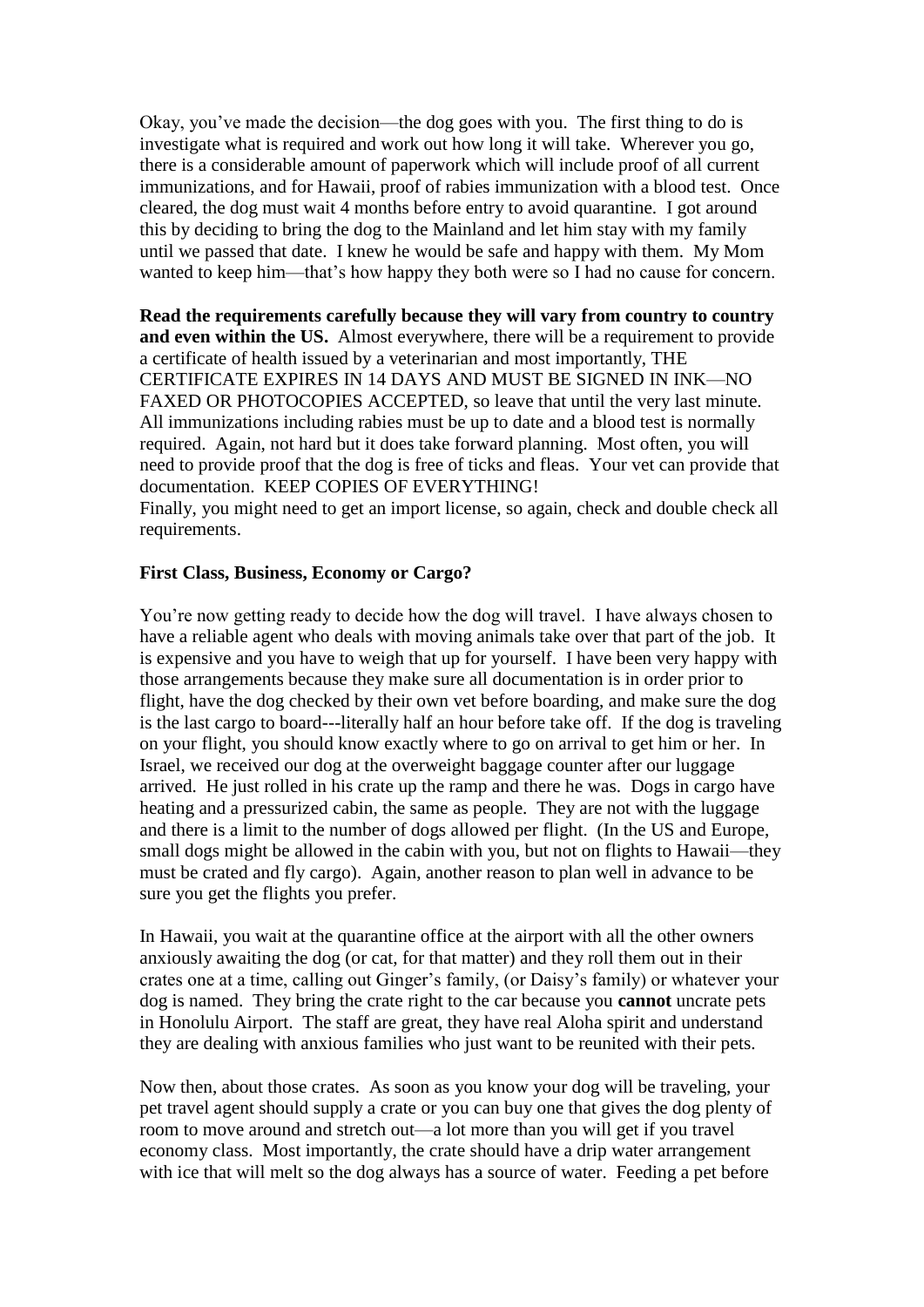Okay, you've made the decision—the dog goes with you. The first thing to do is investigate what is required and work out how long it will take. Wherever you go, there is a considerable amount of paperwork which will include proof of all current immunizations, and for Hawaii, proof of rabies immunization with a blood test. Once cleared, the dog must wait 4 months before entry to avoid quarantine. I got around this by deciding to bring the dog to the Mainland and let him stay with my family until we passed that date. I knew he would be safe and happy with them. My Mom wanted to keep him—that's how happy they both were so I had no cause for concern.

**Read the requirements carefully because they will vary from country to country and even within the US.** Almost everywhere, there will be a requirement to provide a certificate of health issued by a veterinarian and most importantly, THE CERTIFICATE EXPIRES IN 14 DAYS AND MUST BE SIGNED IN INK—NO FAXED OR PHOTOCOPIES ACCEPTED, so leave that until the very last minute. All immunizations including rabies must be up to date and a blood test is normally required. Again, not hard but it does take forward planning. Most often, you will need to provide proof that the dog is free of ticks and fleas. Your vet can provide that documentation. KEEP COPIES OF EVERYTHING!
Finally, you might need to get an import license, so again, check and double check all requirements.

**First Class, Business, Economy or Cargo?**

You're now getting ready to decide how the dog will travel. I have always chosen to have a reliable agent who deals with moving animals take over that part of the job. It is expensive and you have to weigh that up for yourself. I have been very happy with those arrangements because they make sure all documentation is in order prior to flight, have the dog checked by their own vet before boarding, and make sure the dog is the last cargo to board---literally half an hour before take off. If the dog is traveling on your flight, you should know exactly where to go on arrival to get him or her. In Israel, we received our dog at the overweight baggage counter after our luggage arrived. He just rolled in his crate up the ramp and there he was. Dogs in cargo have heating and a pressurized cabin, the same as people. They are not with the luggage and there is a limit to the number of dogs allowed per flight. (In the US and Europe, small dogs might be allowed in the cabin with you, but not on flights to Hawaii—they must be crated and fly cargo). Again, another reason to plan well in advance to be sure you get the flights you prefer.

In Hawaii, you wait at the quarantine office at the airport with all the other owners anxiously awaiting the dog (or cat, for that matter) and they roll them out in their crates one at a time, calling out Ginger's family, (or Daisy's family) or whatever your dog is named. They bring the crate right to the car because you **cannot** uncrate pets in Honolulu Airport. The staff are great, they have real Aloha spirit and understand they are dealing with anxious families who just want to be reunited with their pets.

Now then, about those crates. As soon as you know your dog will be traveling, your pet travel agent should supply a crate or you can buy one that gives the dog plenty of room to move around and stretch out—a lot more than you will get if you travel economy class. Most importantly, the crate should have a drip water arrangement with ice that will melt so the dog always has a source of water. Feeding a pet before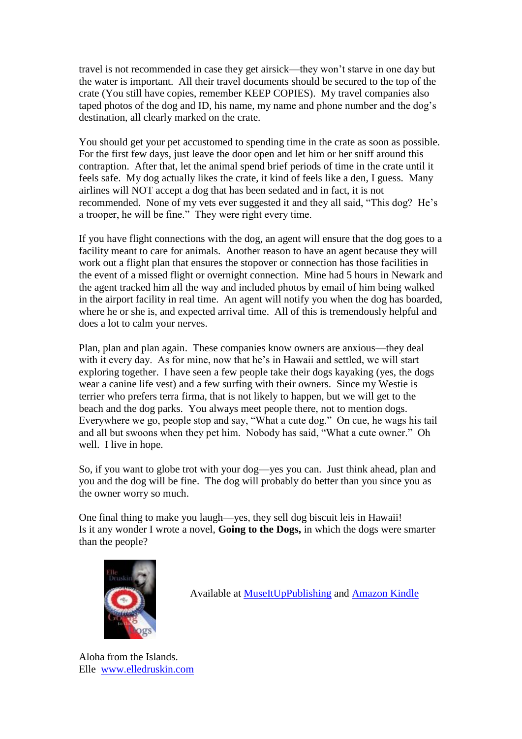travel is not recommended in case they get airsick—they won't starve in one day but the water is important. All their travel documents should be secured to the top of the crate (You still have copies, remember KEEP COPIES). My travel companies also taped photos of the dog and ID, his name, my name and phone number and the dog's destination, all clearly marked on the crate.

You should get your pet accustomed to spending time in the crate as soon as possible. For the first few days, just leave the door open and let him or her sniff around this contraption. After that, let the animal spend brief periods of time in the crate until it feels safe. My dog actually likes the crate, it kind of feels like a den, I guess. Many airlines will NOT accept a dog that has been sedated and in fact, it is not recommended. None of my vets ever suggested it and they all said, "This dog? He's a trooper, he will be fine." They were right every time.

If you have flight connections with the dog, an agent will ensure that the dog goes to a facility meant to care for animals. Another reason to have an agent because they will work out a flight plan that ensures the stopover or connection has those facilities in the event of a missed flight or overnight connection. Mine had 5 hours in Newark and the agent tracked him all the way and included photos by email of him being walked in the airport facility in real time. An agent will notify you when the dog has boarded, where he or she is, and expected arrival time. All of this is tremendously helpful and does a lot to calm your nerves.

Plan, plan and plan again. These companies know owners are anxious—they deal with it every day. As for mine, now that he's in Hawaii and settled, we will start exploring together. I have seen a few people take their dogs kayaking (yes, the dogs wear a canine life vest) and a few surfing with their owners. Since my Westie is terrier who prefers terra firma, that is not likely to happen, but we will get to the beach and the dog parks. You always meet people there, not to mention dogs. Everywhere we go, people stop and say, "What a cute dog." On cue, he wags his tail and all but swoons when they pet him. Nobody has said, "What a cute owner." Oh well. I live in hope.

So, if you want to globe trot with your dog—yes you can. Just think ahead, plan and you and the dog will be fine. The dog will probably do better than you since you as the owner worry so much.

One final thing to make you laugh—yes, they sell dog biscuit leis in Hawaii!
Is it any wonder I wrote a novel, **Going to the Dogs,** in which the dogs were smarter than the people?

Available at [MuseItUpPublishing]() and [Amazon Kindle]()

Aloha from the Islands.
Elle [www.elledruskin.com]()